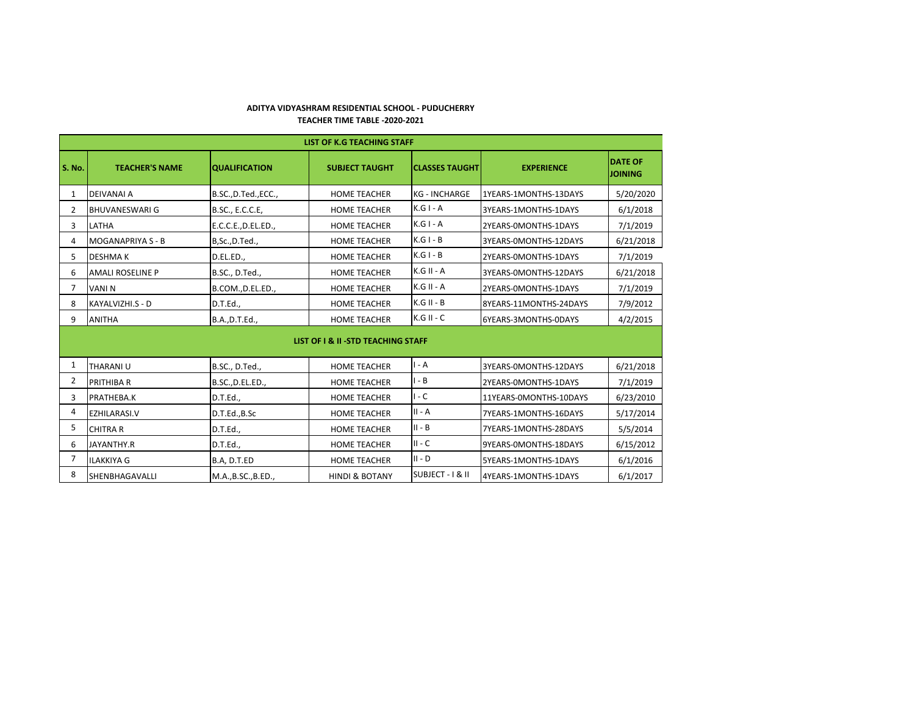**ADITYA VIDYASHRAM RESIDENTIAL SCHOOL - PUDUCHERRY**

**TEACHER TIME TABLE -2020-2021**

| LIST OF K.G TEACHING STAFF | | | | | | |
|---|---|---|---|---|---|---|
| **S. No.** | **TEACHER'S NAME** | **QUALIFICATION** | **SUBJECT TAUGHT** | **CLASSES TAUGHT** | **EXPERIENCE** | **DATE OF JOINING** |
| 1 | DEIVANAI A | B.SC.,D.Ted.,ECC., | HOME TEACHER | KG - INCHARGE | 1YEARS-1MONTHS-13DAYS | 5/20/2020 |
| 2 | BHUVANESWARI G | B.SC., E.C.C.E, | HOME TEACHER | K.G I - A | 3YEARS-1MONTHS-1DAYS | 6/1/2018 |
| 3 | LATHA | E.C.C.E.,D.EL.ED., | HOME TEACHER | K.G I - A | 2YEARS-0MONTHS-1DAYS | 7/1/2019 |
| 4 | MOGANAPRIYA S - B | B,Sc.,D.Ted., | HOME TEACHER | K.G I - B | 3YEARS-0MONTHS-12DAYS | 6/21/2018 |
| 5 | DESHMA K | D.EL.ED., | HOME TEACHER | K.G I - B | 2YEARS-0MONTHS-1DAYS | 7/1/2019 |
| 6 | AMALI ROSELINE P | B.SC., D.Ted., | HOME TEACHER | K.G II - A | 3YEARS-0MONTHS-12DAYS | 6/21/2018 |
| 7 | VANI N | B.COM.,D.EL.ED., | HOME TEACHER | K.G II - A | 2YEARS-0MONTHS-1DAYS | 7/1/2019 |
| 8 | KAYALVIZHI.S - D | D.T.Ed., | HOME TEACHER | K.G II - B | 8YEARS-11MONTHS-24DAYS | 7/9/2012 |
| 9 | ANITHA | B.A.,D.T.Ed., | HOME TEACHER | K.G II - C | 6YEARS-3MONTHS-0DAYS | 4/2/2015 |
| **LIST OF I & II -STD TEACHING STAFF** | | | | | | |
| 1 | THARANI U | B.SC., D.Ted., | HOME TEACHER | I - A | 3YEARS-0MONTHS-12DAYS | 6/21/2018 |
| 2 | PRITHIBA R | B.SC.,D.EL.ED., | HOME TEACHER | I - B | 2YEARS-0MONTHS-1DAYS | 7/1/2019 |
| 3 | PRATHEBA.K | D.T.Ed., | HOME TEACHER | I - C | 11YEARS-0MONTHS-10DAYS | 6/23/2010 |
| 4 | EZHILARASI.V | D.T.Ed.,B.Sc | HOME TEACHER | II - A | 7YEARS-1MONTHS-16DAYS | 5/17/2014 |
| 5 | CHITRA R | D.T.Ed., | HOME TEACHER | II - B | 7YEARS-1MONTHS-28DAYS | 5/5/2014 |
| 6 | JAYANTHY.R | D.T.Ed., | HOME TEACHER | II - C | 9YEARS-0MONTHS-18DAYS | 6/15/2012 |
| 7 | ILAKKIYA G | B.A, D.T.ED | HOME TEACHER | II - D | 5YEARS-1MONTHS-1DAYS | 6/1/2016 |
| 8 | SHENBHAGAVALLI | M.A.,B.SC.,B.ED., | HINDI & BOTANY | SUBJECT - I & II | 4YEARS-1MONTHS-1DAYS | 6/1/2017 |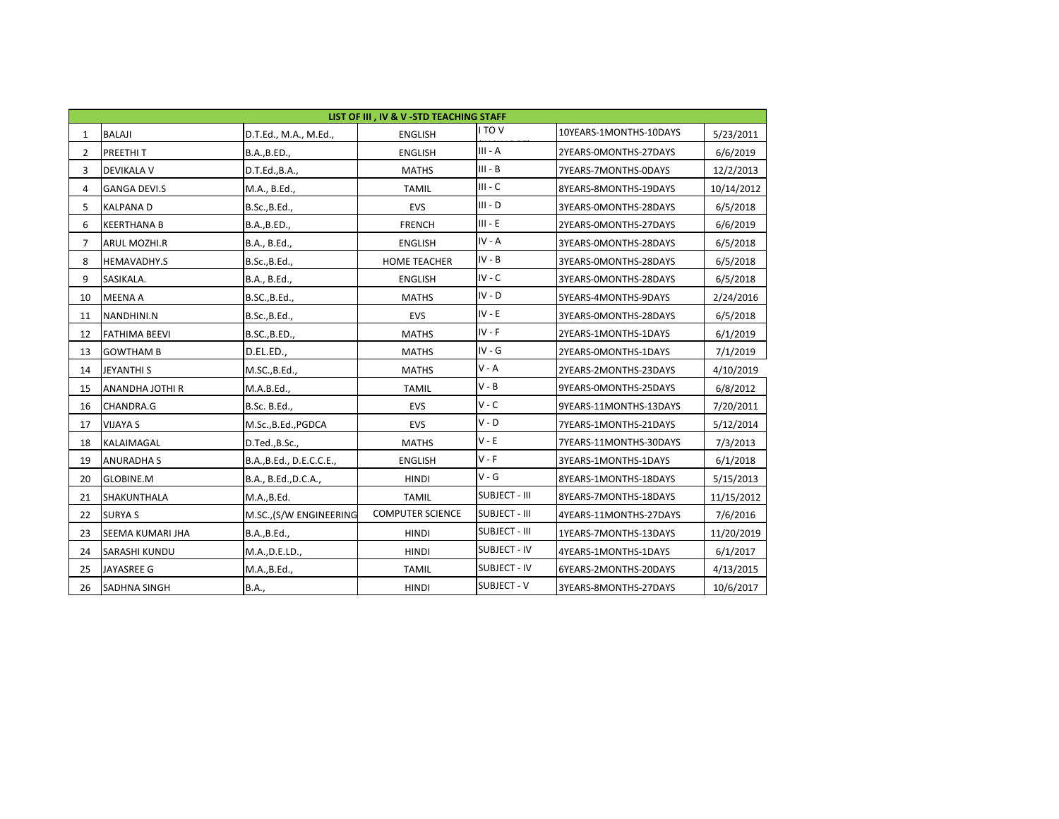| LIST OF III , IV & V -STD TEACHING STAFF | | | | | | |
|---|---|---|---|---|---|---|
| 1 | BALAJI | D.T.Ed., M.A., M.Ed., | ENGLISH | I TO V | 10YEARS-1MONTHS-10DAYS | 5/23/2011 |
| 2 | PREETHI T | B.A.,B.ED., | ENGLISH | III - A | 2YEARS-0MONTHS-27DAYS | 6/6/2019 |
| 3 | DEVIKALA V | D.T.Ed.,B.A., | MATHS | III - B | 7YEARS-7MONTHS-0DAYS | 12/2/2013 |
| 4 | GANGA DEVI.S | M.A., B.Ed., | TAMIL | III - C | 8YEARS-8MONTHS-19DAYS | 10/14/2012 |
| 5 | KALPANA D | B.Sc.,B.Ed., | EVS | III - D | 3YEARS-0MONTHS-28DAYS | 6/5/2018 |
| 6 | KEERTHANA B | B.A.,B.ED., | FRENCH | III - E | 2YEARS-0MONTHS-27DAYS | 6/6/2019 |
| 7 | ARUL MOZHI.R | B.A., B.Ed., | ENGLISH | IV - A | 3YEARS-0MONTHS-28DAYS | 6/5/2018 |
| 8 | HEMAVADHY.S | B.Sc.,B.Ed., | HOME TEACHER | IV - B | 3YEARS-0MONTHS-28DAYS | 6/5/2018 |
| 9 | SASIKALA. | B.A., B.Ed., | ENGLISH | IV - C | 3YEARS-0MONTHS-28DAYS | 6/5/2018 |
| 10 | MEENA A | B.SC.,B.Ed., | MATHS | IV - D | 5YEARS-4MONTHS-9DAYS | 2/24/2016 |
| 11 | NANDHINI.N | B.Sc.,B.Ed., | EVS | IV - E | 3YEARS-0MONTHS-28DAYS | 6/5/2018 |
| 12 | FATHIMA BEEVI | B.SC.,B.ED., | MATHS | IV - F | 2YEARS-1MONTHS-1DAYS | 6/1/2019 |
| 13 | GOWTHAM B | D.EL.ED., | MATHS | IV - G | 2YEARS-0MONTHS-1DAYS | 7/1/2019 |
| 14 | JEYANTHI S | M.SC.,B.Ed., | MATHS | V - A | 2YEARS-2MONTHS-23DAYS | 4/10/2019 |
| 15 | ANANDHA JOTHI R | M.A.B.Ed., | TAMIL | V - B | 9YEARS-0MONTHS-25DAYS | 6/8/2012 |
| 16 | CHANDRA.G | B.Sc. B.Ed., | EVS | V - C | 9YEARS-11MONTHS-13DAYS | 7/20/2011 |
| 17 | VIJAYA S | M.Sc.,B.Ed.,PGDCA | EVS | V - D | 7YEARS-1MONTHS-21DAYS | 5/12/2014 |
| 18 | KALAIMAGAL | D.Ted.,B.Sc., | MATHS | V - E | 7YEARS-11MONTHS-30DAYS | 7/3/2013 |
| 19 | ANURADHA S | B.A.,B.Ed., D.E.C.C.E., | ENGLISH | V - F | 3YEARS-1MONTHS-1DAYS | 6/1/2018 |
| 20 | GLOBINE.M | B.A., B.Ed.,D.C.A., | HINDI | V - G | 8YEARS-1MONTHS-18DAYS | 5/15/2013 |
| 21 | SHAKUNTHALA | M.A.,B.Ed. | TAMIL | SUBJECT - III | 8YEARS-7MONTHS-18DAYS | 11/15/2012 |
| 22 | SURYA S | M.SC.,(S/W ENGINEERING | COMPUTER SCIENCE | SUBJECT - III | 4YEARS-11MONTHS-27DAYS | 7/6/2016 |
| 23 | SEEMA KUMARI JHA | B.A.,B.Ed., | HINDI | SUBJECT - III | 1YEARS-7MONTHS-13DAYS | 11/20/2019 |
| 24 | SARASHI KUNDU | M.A.,D.E.LD., | HINDI | SUBJECT - IV | 4YEARS-1MONTHS-1DAYS | 6/1/2017 |
| 25 | JAYASREE G | M.A.,B.Ed., | TAMIL | SUBJECT - IV | 6YEARS-2MONTHS-20DAYS | 4/13/2015 |
| 26 | SADHNA SINGH | B.A., | HINDI | SUBJECT - V | 3YEARS-8MONTHS-27DAYS | 10/6/2017 |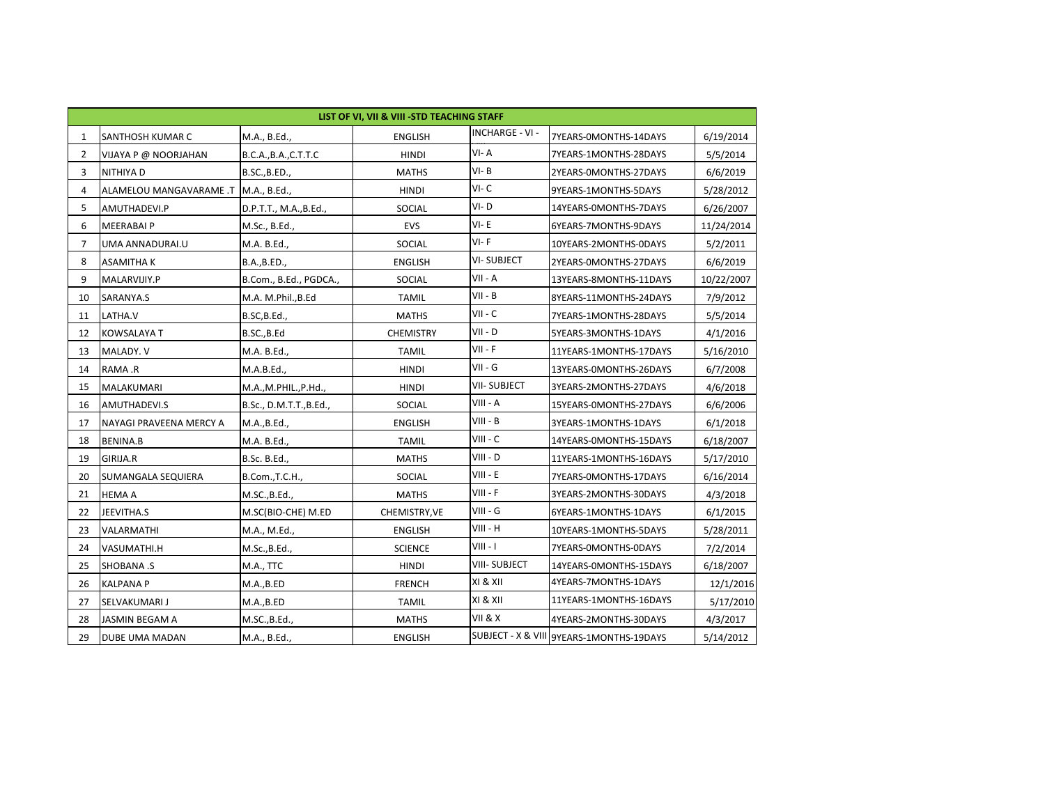| LIST OF VI, VII & VIII -STD TEACHING STAFF | | | | | | |
|---|---|---|---|---|---|---|
| 1 | SANTHOSH KUMAR C | M.A., B.Ed., | ENGLISH | INCHARGE - VI - | 7YEARS-0MONTHS-14DAYS | 6/19/2014 |
| 2 | VIJAYA P @ NOORJAHAN | B.C.A.,B.A.,C.T.T.C | HINDI | VI- A | 7YEARS-1MONTHS-28DAYS | 5/5/2014 |
| 3 | NITHIYA D | B.SC.,B.ED., | MATHS | VI- B | 2YEARS-0MONTHS-27DAYS | 6/6/2019 |
| 4 | ALAMELOU MANGAVARAME .T | M.A., B.Ed., | HINDI | VI- C | 9YEARS-1MONTHS-5DAYS | 5/28/2012 |
| 5 | AMUTHADEVI.P | D.P.T.T., M.A.,B.Ed., | SOCIAL | VI- D | 14YEARS-0MONTHS-7DAYS | 6/26/2007 |
| 6 | MEERABAI P | M.Sc., B.Ed., | EVS | VI- E | 6YEARS-7MONTHS-9DAYS | 11/24/2014 |
| 7 | UMA ANNADURAI.U | M.A. B.Ed., | SOCIAL | VI- F | 10YEARS-2MONTHS-0DAYS | 5/2/2011 |
| 8 | ASAMITHA K | B.A.,B.ED., | ENGLISH | VI- SUBJECT | 2YEARS-0MONTHS-27DAYS | 6/6/2019 |
| 9 | MALARVIJIY.P | B.Com., B.Ed., PGDCA., | SOCIAL | VII - A | 13YEARS-8MONTHS-11DAYS | 10/22/2007 |
| 10 | SARANYA.S | M.A. M.Phil.,B.Ed | TAMIL | VII - B | 8YEARS-11MONTHS-24DAYS | 7/9/2012 |
| 11 | LATHA.V | B.SC,B.Ed., | MATHS | VII - C | 7YEARS-1MONTHS-28DAYS | 5/5/2014 |
| 12 | KOWSALAYA T | B.SC.,B.Ed | CHEMISTRY | VII - D | 5YEARS-3MONTHS-1DAYS | 4/1/2016 |
| 13 | MALADY. V | M.A. B.Ed., | TAMIL | VII - F | 11YEARS-1MONTHS-17DAYS | 5/16/2010 |
| 14 | RAMA .R | M.A.B.Ed., | HINDI | VII - G | 13YEARS-0MONTHS-26DAYS | 6/7/2008 |
| 15 | MALAKUMARI | M.A.,M.PHIL.,P.Hd., | HINDI | VII- SUBJECT | 3YEARS-2MONTHS-27DAYS | 4/6/2018 |
| 16 | AMUTHADEVI.S | B.Sc., D.M.T.T.,B.Ed., | SOCIAL | VIII - A | 15YEARS-0MONTHS-27DAYS | 6/6/2006 |
| 17 | NAYAGI PRAVEENA MERCY A | M.A.,B.Ed., | ENGLISH | VIII - B | 3YEARS-1MONTHS-1DAYS | 6/1/2018 |
| 18 | BENINA.B | M.A. B.Ed., | TAMIL | VIII - C | 14YEARS-0MONTHS-15DAYS | 6/18/2007 |
| 19 | GIRIJA.R | B.Sc. B.Ed., | MATHS | VIII - D | 11YEARS-1MONTHS-16DAYS | 5/17/2010 |
| 20 | SUMANGALA SEQUIERA | B.Com.,T.C.H., | SOCIAL | VIII - E | 7YEARS-0MONTHS-17DAYS | 6/16/2014 |
| 21 | HEMA A | M.SC.,B.Ed., | MATHS | VIII - F | 3YEARS-2MONTHS-30DAYS | 4/3/2018 |
| 22 | JEEVITHA.S | M.SC(BIO-CHE) M.ED | CHEMISTRY,VE | VIII - G | 6YEARS-1MONTHS-1DAYS | 6/1/2015 |
| 23 | VALARMATHI | M.A., M.Ed., | ENGLISH | VIII - H | 10YEARS-1MONTHS-5DAYS | 5/28/2011 |
| 24 | VASUMATHI.H | M.Sc.,B.Ed., | SCIENCE | VIII - I | 7YEARS-0MONTHS-0DAYS | 7/2/2014 |
| 25 | SHOBANA .S | M.A., TTC | HINDI | VIII- SUBJECT | 14YEARS-0MONTHS-15DAYS | 6/18/2007 |
| 26 | KALPANA P | M.A.,B.ED | FRENCH | XI & XII | 4YEARS-7MONTHS-1DAYS | 12/1/2016 |
| 27 | SELVAKUMARI J | M.A.,B.ED | TAMIL | XI & XII | 11YEARS-1MONTHS-16DAYS | 5/17/2010 |
| 28 | JASMIN BEGAM A | M.SC.,B.Ed., | MATHS | VII & X | 4YEARS-2MONTHS-30DAYS | 4/3/2017 |
| 29 | DUBE UMA MADAN | M.A., B.Ed., | ENGLISH | SUBJECT - X & VIII | 9YEARS-1MONTHS-19DAYS | 5/14/2012 |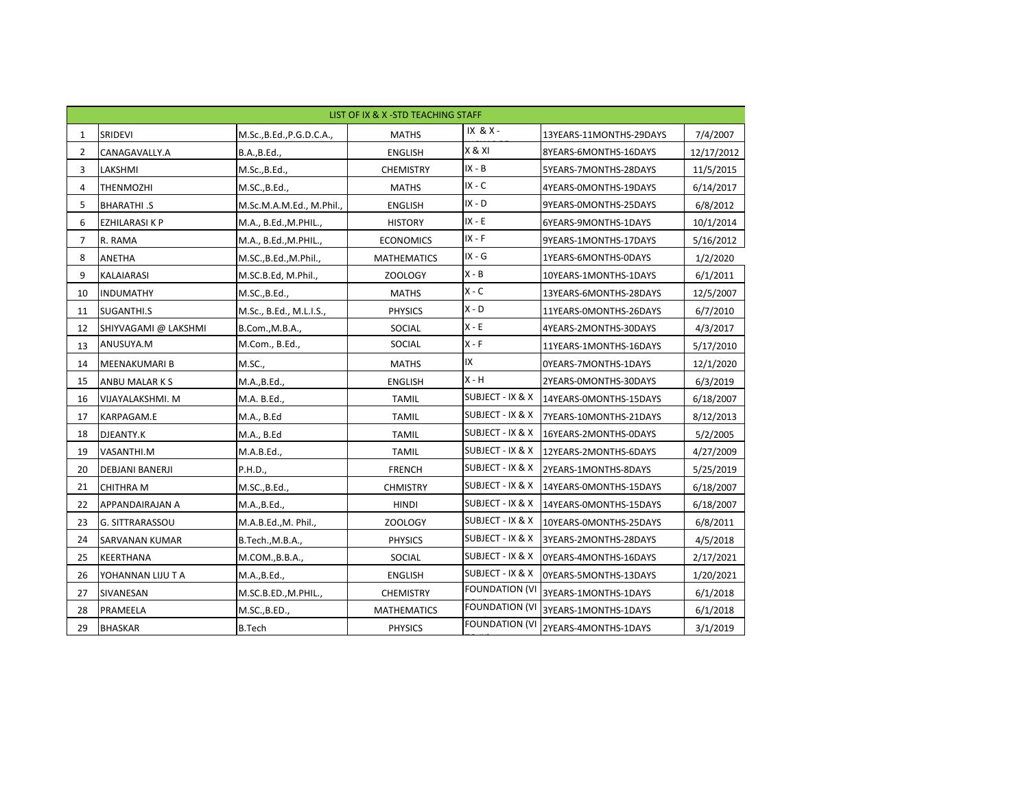| LIST OF IX & X -STD TEACHING STAFF | | | | | | |
|---|---|---|---|---|---|---|
| 1 | SRIDEVI | M.Sc.,B.Ed.,P.G.D.C.A., | MATHS | IX & X - | 13YEARS-11MONTHS-29DAYS | 7/4/2007 |
| 2 | CANAGAVALLY.A | B.A.,B.Ed., | ENGLISH | X & XI | 8YEARS-6MONTHS-16DAYS | 12/17/2012 |
| 3 | LAKSHMI | M.Sc.,B.Ed., | CHEMISTRY | IX - B | 5YEARS-7MONTHS-28DAYS | 11/5/2015 |
| 4 | THENMOZHI | M.SC.,B.Ed., | MATHS | IX - C | 4YEARS-0MONTHS-19DAYS | 6/14/2017 |
| 5 | BHARATHI .S | M.Sc.M.A.M.Ed., M.Phil., | ENGLISH | IX - D | 9YEARS-0MONTHS-25DAYS | 6/8/2012 |
| 6 | EZHILARASI K P | M.A., B.Ed.,M.PHIL., | HISTORY | IX - E | 6YEARS-9MONTHS-1DAYS | 10/1/2014 |
| 7 | R. RAMA | M.A., B.Ed.,M.PHIL., | ECONOMICS | IX - F | 9YEARS-1MONTHS-17DAYS | 5/16/2012 |
| 8 | ANETHA | M.SC.,B.Ed.,M.Phil., | MATHEMATICS | IX - G | 1YEARS-6MONTHS-0DAYS | 1/2/2020 |
| 9 | KALAIARASI | M.SC.B.Ed, M.Phil., | ZOOLOGY | X - B | 10YEARS-1MONTHS-1DAYS | 6/1/2011 |
| 10 | INDUMATHY | M.SC.,B.Ed., | MATHS | X - C | 13YEARS-6MONTHS-28DAYS | 12/5/2007 |
| 11 | SUGANTHI.S | M.Sc., B.Ed., M.L.I.S., | PHYSICS | X - D | 11YEARS-0MONTHS-26DAYS | 6/7/2010 |
| 12 | SHIYVAGAMI @ LAKSHMI | B.Com.,M.B.A., | SOCIAL | X - E | 4YEARS-2MONTHS-30DAYS | 4/3/2017 |
| 13 | ANUSUYA.M | M.Com., B.Ed., | SOCIAL | X - F | 11YEARS-1MONTHS-16DAYS | 5/17/2010 |
| 14 | MEENAKUMARI B | M.SC., | MATHS | IX | 0YEARS-7MONTHS-1DAYS | 12/1/2020 |
| 15 | ANBU MALAR K S | M.A.,B.Ed., | ENGLISH | X - H | 2YEARS-0MONTHS-30DAYS | 6/3/2019 |
| 16 | VIJAYALAKSHMI. M | M.A. B.Ed., | TAMIL | SUBJECT - IX & X | 14YEARS-0MONTHS-15DAYS | 6/18/2007 |
| 17 | KARPAGAM.E | M.A., B.Ed | TAMIL | SUBJECT - IX & X | 7YEARS-10MONTHS-21DAYS | 8/12/2013 |
| 18 | DJEANTY.K | M.A., B.Ed | TAMIL | SUBJECT - IX & X | 16YEARS-2MONTHS-0DAYS | 5/2/2005 |
| 19 | VASANTHI.M | M.A.B.Ed., | TAMIL | SUBJECT - IX & X | 12YEARS-2MONTHS-6DAYS | 4/27/2009 |
| 20 | DEBJANI BANERJI | P.H.D., | FRENCH | SUBJECT - IX & X | 2YEARS-1MONTHS-8DAYS | 5/25/2019 |
| 21 | CHITHRA M | M.SC.,B.Ed., | CHMISTRY | SUBJECT - IX & X | 14YEARS-0MONTHS-15DAYS | 6/18/2007 |
| 22 | APPANDAIRAJAN A | M.A.,B.Ed., | HINDI | SUBJECT - IX & X | 14YEARS-0MONTHS-15DAYS | 6/18/2007 |
| 23 | G. SITTRARASSOU | M.A.B.Ed.,M. Phil., | ZOOLOGY | SUBJECT - IX & X | 10YEARS-0MONTHS-25DAYS | 6/8/2011 |
| 24 | SARVANAN KUMAR | B.Tech.,M.B.A., | PHYSICS | SUBJECT - IX & X | 3YEARS-2MONTHS-28DAYS | 4/5/2018 |
| 25 | KEERTHANA | M.COM.,B.B.A., | SOCIAL | SUBJECT - IX & X | 0YEARS-4MONTHS-16DAYS | 2/17/2021 |
| 26 | YOHANNAN LIJU T A | M.A.,B.Ed., | ENGLISH | SUBJECT - IX & X | 0YEARS-5MONTHS-13DAYS | 1/20/2021 |
| 27 | SIVANESAN | M.SC.B.ED.,M.PHIL., | CHEMISTRY | FOUNDATION (VI | 3YEARS-1MONTHS-1DAYS | 6/1/2018 |
| 28 | PRAMEELA | M.SC.,B.ED., | MATHEMATICS | FOUNDATION (VI | 3YEARS-1MONTHS-1DAYS | 6/1/2018 |
| 29 | BHASKAR | B.Tech | PHYSICS | FOUNDATION (VI | 2YEARS-4MONTHS-1DAYS | 3/1/2019 |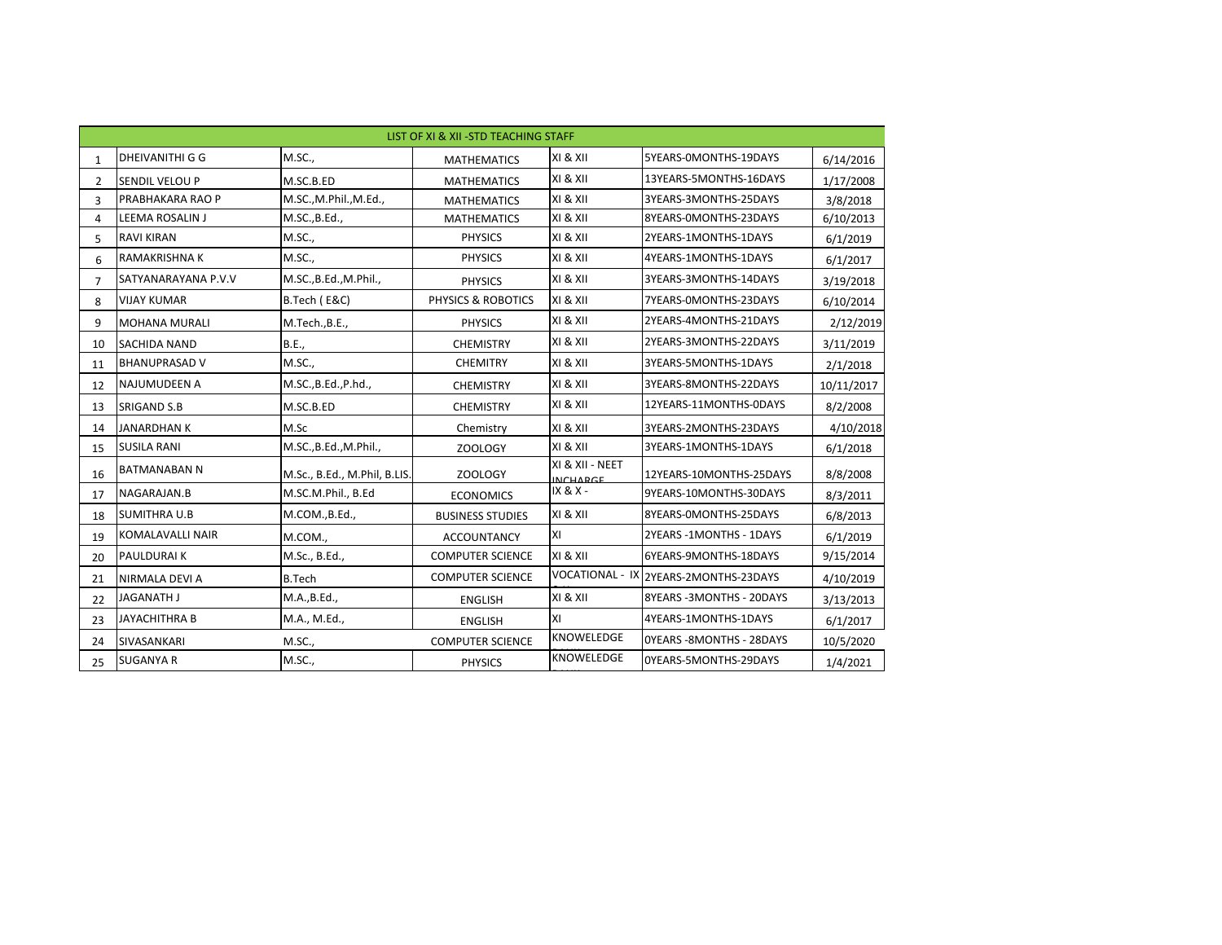| LIST OF XI & XII -STD TEACHING STAFF | | | | | | |
|---|---|---|---|---|---|---|
| 1 | DHEIVANITHI G G | M.SC., | MATHEMATICS | XI & XII | 5YEARS-0MONTHS-19DAYS | 6/14/2016 |
| 2 | SENDIL VELOU P | M.SC.B.ED | MATHEMATICS | XI & XII | 13YEARS-5MONTHS-16DAYS | 1/17/2008 |
| 3 | PRABHAKARA RAO P | M.SC.,M.Phil.,M.Ed., | MATHEMATICS | XI & XII | 3YEARS-3MONTHS-25DAYS | 3/8/2018 |
| 4 | LEEMA ROSALIN J | M.SC.,B.Ed., | MATHEMATICS | XI & XII | 8YEARS-0MONTHS-23DAYS | 6/10/2013 |
| 5 | RAVI KIRAN | M.SC., | PHYSICS | XI & XII | 2YEARS-1MONTHS-1DAYS | 6/1/2019 |
| 6 | RAMAKRISHNA K | M.SC., | PHYSICS | XI & XII | 4YEARS-1MONTHS-1DAYS | 6/1/2017 |
| 7 | SATYANARAYANA P.V.V | M.SC.,B.Ed.,M.Phil., | PHYSICS | XI & XII | 3YEARS-3MONTHS-14DAYS | 3/19/2018 |
| 8 | VIJAY KUMAR | B.Tech ( E&C) | PHYSICS & ROBOTICS | XI & XII | 7YEARS-0MONTHS-23DAYS | 6/10/2014 |
| 9 | MOHANA MURALI | M.Tech.,B.E., | PHYSICS | XI & XII | 2YEARS-4MONTHS-21DAYS | 2/12/2019 |
| 10 | SACHIDA NAND | B.E., | CHEMISTRY | XI & XII | 2YEARS-3MONTHS-22DAYS | 3/11/2019 |
| 11 | BHANUPRASAD V | M.SC., | CHEMITRY | XI & XII | 3YEARS-5MONTHS-1DAYS | 2/1/2018 |
| 12 | NAJUMUDEEN A | M.SC.,B.Ed.,P.hd., | CHEMISTRY | XI & XII | 3YEARS-8MONTHS-22DAYS | 10/11/2017 |
| 13 | SRIGAND S.B | M.SC.B.ED | CHEMISTRY | XI & XII | 12YEARS-11MONTHS-0DAYS | 8/2/2008 |
| 14 | JANARDHAN K | M.Sc | Chemistry | XI & XII | 3YEARS-2MONTHS-23DAYS | 4/10/2018 |
| 15 | SUSILA RANI | M.SC.,B.Ed.,M.Phil., | ZOOLOGY | XI & XII | 3YEARS-1MONTHS-1DAYS | 6/1/2018 |
| 16 | BATMANABAN N | M.Sc., B.Ed., M.Phil, B.LIS. | ZOOLOGY | XI & XII - NEET INCHARGE | 12YEARS-10MONTHS-25DAYS | 8/8/2008 |
| 17 | NAGARAJAN.B | M.SC.M.Phil., B.Ed | ECONOMICS | IX & X - | 9YEARS-10MONTHS-30DAYS | 8/3/2011 |
| 18 | SUMITHRA U.B | M.COM.,B.Ed., | BUSINESS STUDIES | XI & XII | 8YEARS-0MONTHS-25DAYS | 6/8/2013 |
| 19 | KOMALAVALLI NAIR | M.COM., | ACCOUNTANCY | XI | 2YEARS -1MONTHS - 1DAYS | 6/1/2019 |
| 20 | PAULDURAI K | M.Sc., B.Ed., | COMPUTER SCIENCE | XI & XII | 6YEARS-9MONTHS-18DAYS | 9/15/2014 |
| 21 | NIRMALA DEVI A | B.Tech | COMPUTER SCIENCE | VOCATIONAL - IX | 2YEARS-2MONTHS-23DAYS | 4/10/2019 |
| 22 | JAGANATH J | M.A.,B.Ed., | ENGLISH | XI & XII | 8YEARS -3MONTHS - 20DAYS | 3/13/2013 |
| 23 | JAYACHITHRA B | M.A., M.Ed., | ENGLISH | XI | 4YEARS-1MONTHS-1DAYS | 6/1/2017 |
| 24 | SIVASANKARI | M.SC., | COMPUTER SCIENCE | KNOWELEDGE | 0YEARS -8MONTHS - 28DAYS | 10/5/2020 |
| 25 | SUGANYA R | M.SC., | PHYSICS | KNOWELEDGE | 0YEARS-5MONTHS-29DAYS | 1/4/2021 |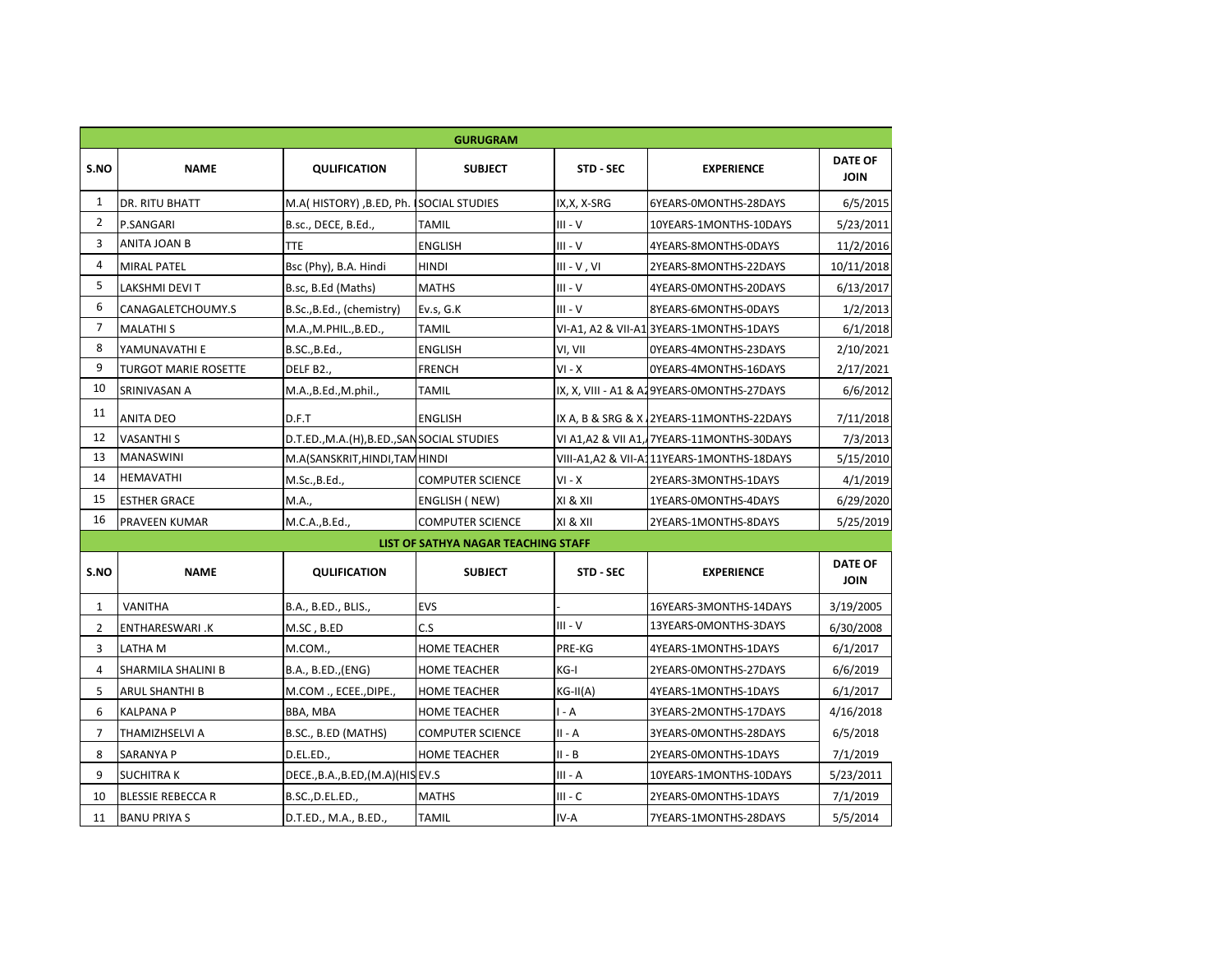| GURUGRAM | | | | | | |
|---|---|---|---|---|---|---|
| **S.NO** | **NAME** | **QULIFICATION** | **SUBJECT** | **STD - SEC** | **EXPERIENCE** | **DATE OF JOIN** |
| 1 | DR. RITU BHATT | M.A( HISTORY) ,B.ED, Ph. I | SOCIAL STUDIES | IX,X, X-SRG | 6YEARS-0MONTHS-28DAYS | 6/5/2015 |
| 2 | P.SANGARI | B.sc., DECE, B.Ed., | TAMIL | III - V | 10YEARS-1MONTHS-10DAYS | 5/23/2011 |
| 3 | ANITA JOAN B | TTE | ENGLISH | III - V | 4YEARS-8MONTHS-0DAYS | 11/2/2016 |
| 4 | MIRAL PATEL | Bsc (Phy), B.A. Hindi | HINDI | III - V , VI | 2YEARS-8MONTHS-22DAYS | 10/11/2018 |
| 5 | LAKSHMI DEVI T | B.sc, B.Ed (Maths) | MATHS | III - V | 4YEARS-0MONTHS-20DAYS | 6/13/2017 |
| 6 | CANAGALETCHOUMY.S | B.Sc.,B.Ed., (chemistry) | Ev.s, G.K | III - V | 8YEARS-6MONTHS-0DAYS | 1/2/2013 |
| 7 | MALATHI S | M.A.,M.PHIL.,B.ED., | TAMIL | VI-A1, A2 & VII-A1 | 3YEARS-1MONTHS-1DAYS | 6/1/2018 |
| 8 | YAMUNAVATHI E | B.SC.,B.Ed., | ENGLISH | VI, VII | 0YEARS-4MONTHS-23DAYS | 2/10/2021 |
| 9 | TURGOT MARIE ROSETTE | DELF B2., | FRENCH | VI - X | 0YEARS-4MONTHS-16DAYS | 2/17/2021 |
| 10 | SRINIVASAN A | M.A.,B.Ed.,M.phil., | TAMIL | IX, X, VIII - A1 & A2 | 9YEARS-0MONTHS-27DAYS | 6/6/2012 |
| 11 | ANITA DEO | D.F.T | ENGLISH | IX A, B & SRG & X A | 2YEARS-11MONTHS-22DAYS | 7/11/2018 |
| 12 | VASANTHI S | D.T.ED.,M.A.(H),B.ED.,SAN | SOCIAL STUDIES | VI A1,A2 & VII A1,A | 7YEARS-11MONTHS-30DAYS | 7/3/2013 |
| 13 | MANASWINI | M.A(SANSKRIT,HINDI,TAM | HINDI | VIII-A1,A2 & VII-A1 | 11YEARS-1MONTHS-18DAYS | 5/15/2010 |
| 14 | HEMAVATHI | M.Sc.,B.Ed., | COMPUTER SCIENCE | VI - X | 2YEARS-3MONTHS-1DAYS | 4/1/2019 |
| 15 | ESTHER GRACE | M.A., | ENGLISH ( NEW) | XI & XII | 1YEARS-0MONTHS-4DAYS | 6/29/2020 |
| 16 | PRAVEEN KUMAR | M.C.A.,B.Ed., | COMPUTER SCIENCE | XI & XII | 2YEARS-1MONTHS-8DAYS | 5/25/2019 |
| **LIST OF SATHYA NAGAR TEACHING STAFF** | | | | | | |
| **S.NO** | **NAME** | **QULIFICATION** | **SUBJECT** | **STD - SEC** | **EXPERIENCE** | **DATE OF JOIN** |
| 1 | VANITHA | B.A., B.ED., BLIS., | EVS | - | 16YEARS-3MONTHS-14DAYS | 3/19/2005 |
| 2 | ENTHARESWARI .K | M.SC , B.ED | C.S | III - V | 13YEARS-0MONTHS-3DAYS | 6/30/2008 |
| 3 | LATHA M | M.COM., | HOME TEACHER | PRE-KG | 4YEARS-1MONTHS-1DAYS | 6/1/2017 |
| 4 | SHARMILA SHALINI B | B.A., B.ED.,(ENG) | HOME TEACHER | KG-I | 2YEARS-0MONTHS-27DAYS | 6/6/2019 |
| 5 | ARUL SHANTHI B | M.COM ., ECEE.,DIPE., | HOME TEACHER | KG-II(A) | 4YEARS-1MONTHS-1DAYS | 6/1/2017 |
| 6 | KALPANA P | BBA, MBA | HOME TEACHER | I - A | 3YEARS-2MONTHS-17DAYS | 4/16/2018 |
| 7 | THAMIZHSELVI A | B.SC., B.ED (MATHS) | COMPUTER SCIENCE | II - A | 3YEARS-0MONTHS-28DAYS | 6/5/2018 |
| 8 | SARANYA P | D.EL.ED., | HOME TEACHER | II - B | 2YEARS-0MONTHS-1DAYS | 7/1/2019 |
| 9 | SUCHITRA K | DECE.,B.A.,B.ED,(M.A)(HIS | EV.S | III - A | 10YEARS-1MONTHS-10DAYS | 5/23/2011 |
| 10 | BLESSIE REBECCA R | B.SC.,D.EL.ED., | MATHS | III - C | 2YEARS-0MONTHS-1DAYS | 7/1/2019 |
| 11 | BANU PRIYA S | D.T.ED., M.A., B.ED., | TAMIL | IV-A | 7YEARS-1MONTHS-28DAYS | 5/5/2014 |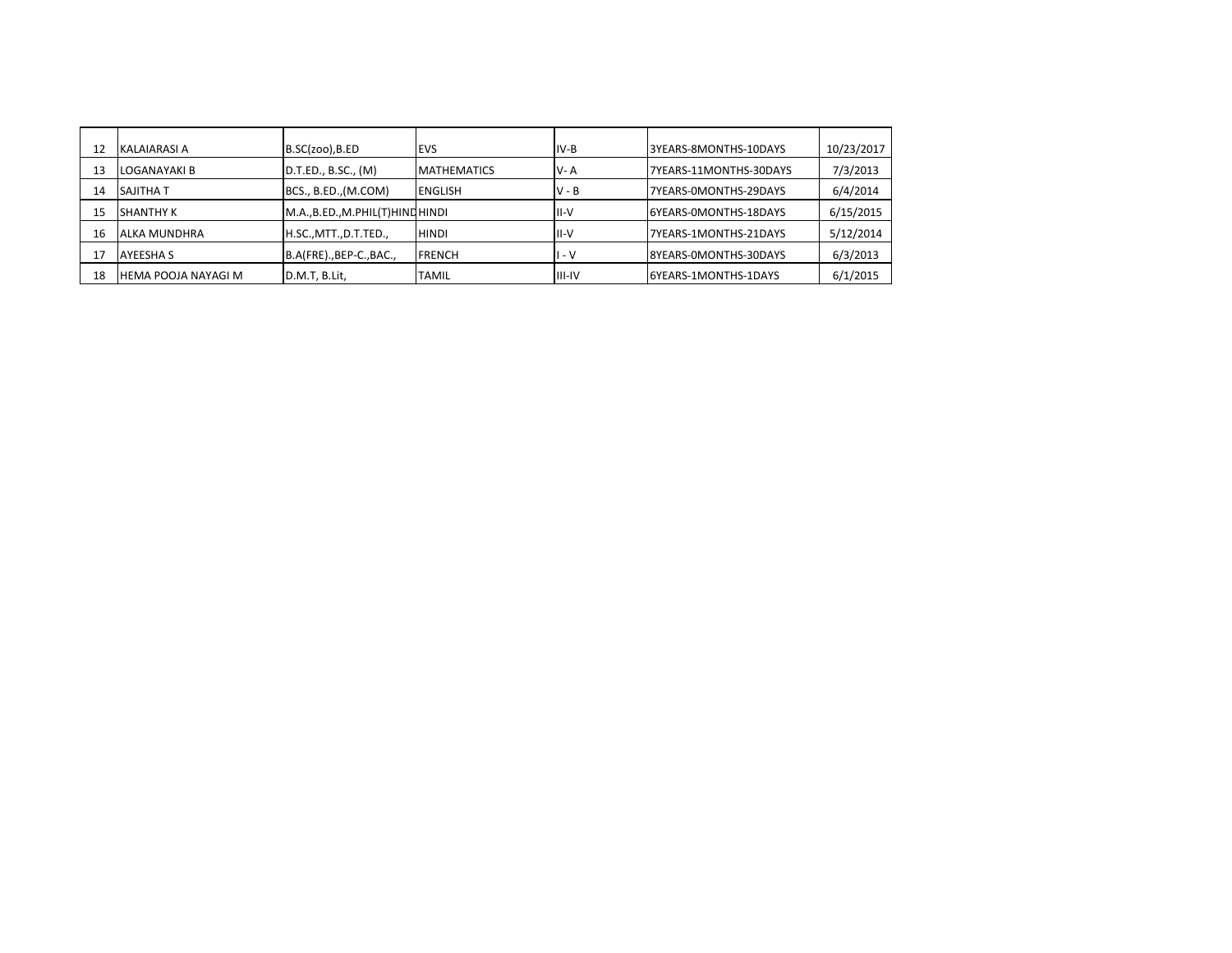| | | | | | | |
|---|---|---|---|---|---|---|
| 12 | KALAIARASI A | B.SC(zoo),B.ED | EVS | IV-B | 3YEARS-8MONTHS-10DAYS | 10/23/2017 |
| 13 | LOGANAYAKI B | D.T.ED., B.SC., (M) | MATHEMATICS | V- A | 7YEARS-11MONTHS-30DAYS | 7/3/2013 |
| 14 | SAJITHA T | BCS., B.ED.,(M.COM) | ENGLISH | V - B | 7YEARS-0MONTHS-29DAYS | 6/4/2014 |
| 15 | SHANTHY K | M.A.,B.ED.,M.PHIL(T)HIND | HINDI | II-V | 6YEARS-0MONTHS-18DAYS | 6/15/2015 |
| 16 | ALKA MUNDHRA | H.SC.,MTT.,D.T.TED., | HINDI | II-V | 7YEARS-1MONTHS-21DAYS | 5/12/2014 |
| 17 | AYEESHA S | B.A(FRE).,BEP-C.,BAC., | FRENCH | I - V | 8YEARS-0MONTHS-30DAYS | 6/3/2013 |
| 18 | HEMA POOJA NAYAGI M | D.M.T, B.Lit, | TAMIL | III-IV | 6YEARS-1MONTHS-1DAYS | 6/1/2015 |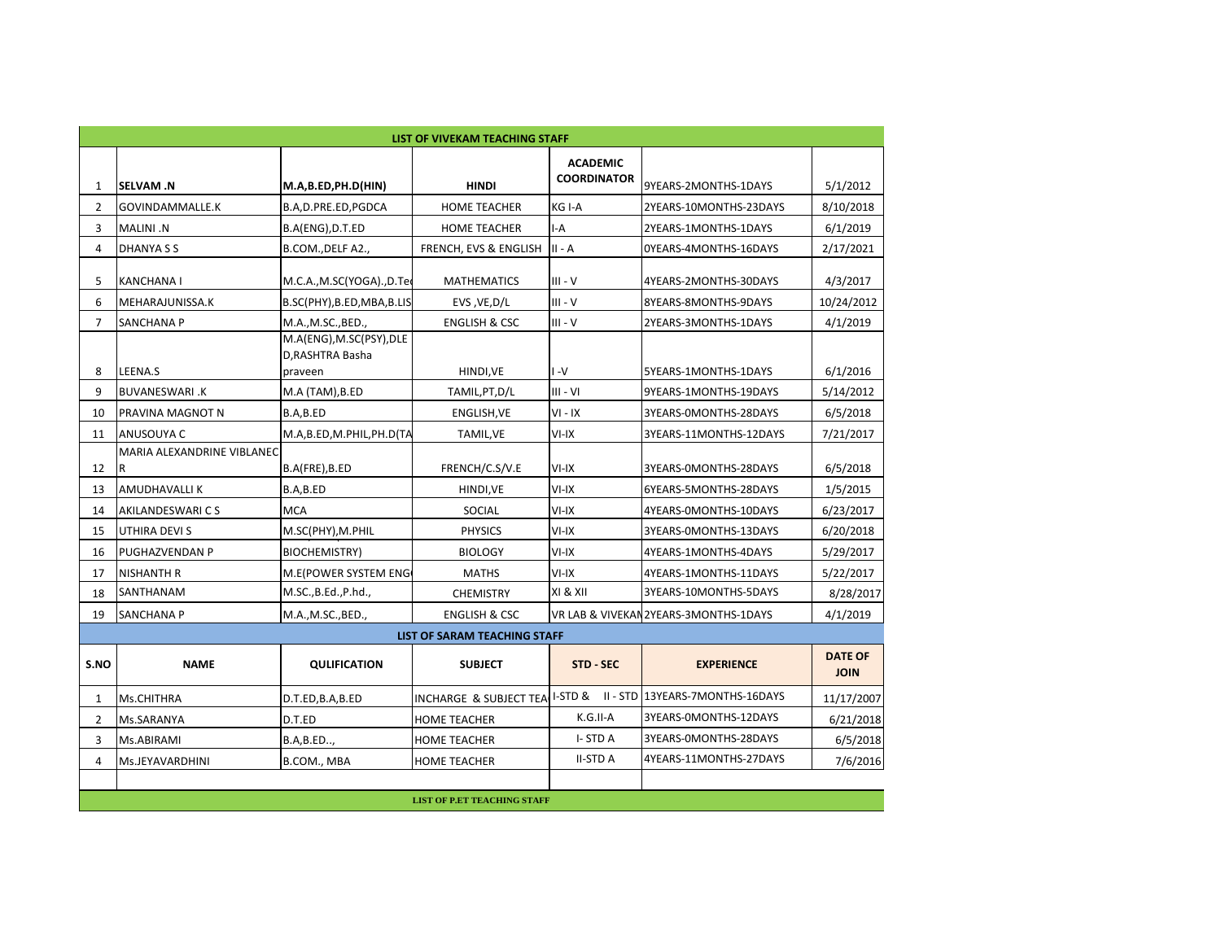## LIST OF VIVEKAM TEACHING STAFF

| | | | | | | |
|---|---|---|---|---|---|---|
| 1 | SELVAM .N | M.A,B.ED,PH.D(HIN) | HINDI | ACADEMIC COORDINATOR | 9YEARS-2MONTHS-1DAYS | 5/1/2012 |
| 2 | GOVINDAMMALLE.K | B.A,D.PRE.ED,PGDCA | HOME TEACHER | KG I-A | 2YEARS-10MONTHS-23DAYS | 8/10/2018 |
| 3 | MALINI .N | B.A(ENG),D.T.ED | HOME TEACHER | I-A | 2YEARS-1MONTHS-1DAYS | 6/1/2019 |
| 4 | DHANYA S S | B.COM.,DELF A2., | FRENCH, EVS & ENGLISH | II - A | 0YEARS-4MONTHS-16DAYS | 2/17/2021 |
| 5 | KANCHANA I | M.C.A.,M.SC(YOGA).,D.Te | MATHEMATICS | III - V | 4YEARS-2MONTHS-30DAYS | 4/3/2017 |
| 6 | MEHARAJUNISSA.K | B.SC(PHY),B.ED,MBA,B.LIS | EVS ,VE,D/L | III - V | 8YEARS-8MONTHS-9DAYS | 10/24/2012 |
| 7 | SANCHANA P | M.A.,M.SC.,BED., | ENGLISH & CSC | III - V | 2YEARS-3MONTHS-1DAYS | 4/1/2019 |
| 8 | LEENA.S | M.A(ENG),M.SC(PSY),DLED,RASHTRA Basha praveen | HINDI,VE | I -V | 5YEARS-1MONTHS-1DAYS | 6/1/2016 |
| 9 | BUVANESWARI .K | M.A (TAM),B.ED | TAMIL,PT,D/L | III - VI | 9YEARS-1MONTHS-19DAYS | 5/14/2012 |
| 10 | PRAVINA MAGNOT N | B.A,B.ED | ENGLISH,VE | VI - IX | 3YEARS-0MONTHS-28DAYS | 6/5/2018 |
| 11 | ANUSOUYA C | M.A,B.ED,M.PHIL,PH.D(TA | TAMIL,VE | VI-IX | 3YEARS-11MONTHS-12DAYS | 7/21/2017 |
| 12 | MARIA ALEXANDRINE VIBLANEC R | B.A(FRE),B.ED | FRENCH/C.S/V.E | VI-IX | 3YEARS-0MONTHS-28DAYS | 6/5/2018 |
| 13 | AMUDHAVALLI K | B.A,B.ED | HINDI,VE | VI-IX | 6YEARS-5MONTHS-28DAYS | 1/5/2015 |
| 14 | AKILANDESWARI C S | MCA | SOCIAL | VI-IX | 4YEARS-0MONTHS-10DAYS | 6/23/2017 |
| 15 | UTHIRA DEVI S | M.SC(PHY),M.PHIL | PHYSICS | VI-IX | 3YEARS-0MONTHS-13DAYS | 6/20/2018 |
| 16 | PUGHAZVENDAN P | BIOCHEMISTRY) | BIOLOGY | VI-IX | 4YEARS-1MONTHS-4DAYS | 5/29/2017 |
| 17 | NISHANTH R | M.E(POWER SYSTEM ENG | MATHS | VI-IX | 4YEARS-1MONTHS-11DAYS | 5/22/2017 |
| 18 | SANTHANAM | M.SC.,B.Ed.,P.hd., | CHEMISTRY | XI & XII | 3YEARS-10MONTHS-5DAYS | 8/28/2017 |
| 19 | SANCHANA P | M.A.,M.SC.,BED., | ENGLISH & CSC | VR LAB & VIVEKAN | 2YEARS-3MONTHS-1DAYS | 4/1/2019 |

## LIST OF SARAM TEACHING STAFF

| S.NO | NAME | QULIFICATION | SUBJECT | STD - SEC | EXPERIENCE | DATE OF JOIN |
|---|---|---|---|---|---|---|
| 1 | Ms.CHITHRA | D.T.ED,B.A,B.ED | INCHARGE & SUBJECT TEA | I-STD & II - STD | 13YEARS-7MONTHS-16DAYS | 11/17/2007 |
| 2 | Ms.SARANYA | D.T.ED | HOME TEACHER | K.G.II-A | 3YEARS-0MONTHS-12DAYS | 6/21/2018 |
| 3 | Ms.ABIRAMI | B.A,B.ED.., | HOME TEACHER | I- STD A | 3YEARS-0MONTHS-28DAYS | 6/5/2018 |
| 4 | Ms.JEYAVARDHINI | B.COM., MBA | HOME TEACHER | II-STD A | 4YEARS-11MONTHS-27DAYS | 7/6/2016 |

## LIST OF P.ET TEACHING STAFF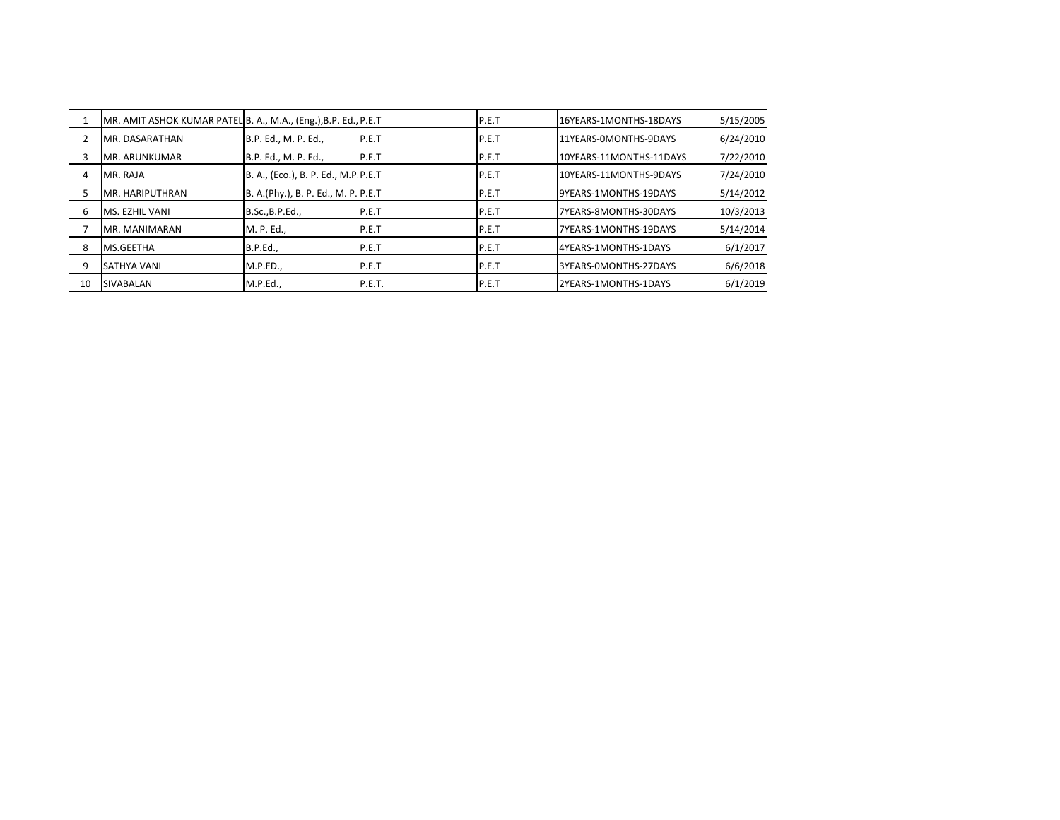| | | | | | | |
|---|---|---|---|---|---|---|
| 1 | MR. AMIT ASHOK KUMAR PATEL | B. A., M.A., (Eng.),B.P. Ed., | P.E.T | P.E.T | 16YEARS-1MONTHS-18DAYS | 5/15/2005 |
| 2 | MR. DASARATHAN | B.P. Ed., M. P. Ed., | P.E.T | P.E.T | 11YEARS-0MONTHS-9DAYS | 6/24/2010 |
| 3 | MR. ARUNKUMAR | B.P. Ed., M. P. Ed., | P.E.T | P.E.T | 10YEARS-11MONTHS-11DAYS | 7/22/2010 |
| 4 | MR. RAJA | B. A., (Eco.), B. P. Ed., M.P | P.E.T | P.E.T | 10YEARS-11MONTHS-9DAYS | 7/24/2010 |
| 5 | MR. HARIPUTHRAN | B. A.(Phy.), B. P. Ed., M. P. | P.E.T | P.E.T | 9YEARS-1MONTHS-19DAYS | 5/14/2012 |
| 6 | MS. EZHIL VANI | B.Sc.,B.P.Ed., | P.E.T | P.E.T | 7YEARS-8MONTHS-30DAYS | 10/3/2013 |
| 7 | MR. MANIMARAN | M. P. Ed., | P.E.T | P.E.T | 7YEARS-1MONTHS-19DAYS | 5/14/2014 |
| 8 | MS.GEETHA | B.P.Ed., | P.E.T | P.E.T | 4YEARS-1MONTHS-1DAYS | 6/1/2017 |
| 9 | SATHYA VANI | M.P.ED., | P.E.T | P.E.T | 3YEARS-0MONTHS-27DAYS | 6/6/2018 |
| 10 | SIVABALAN | M.P.Ed., | P.E.T. | P.E.T | 2YEARS-1MONTHS-1DAYS | 6/1/2019 |